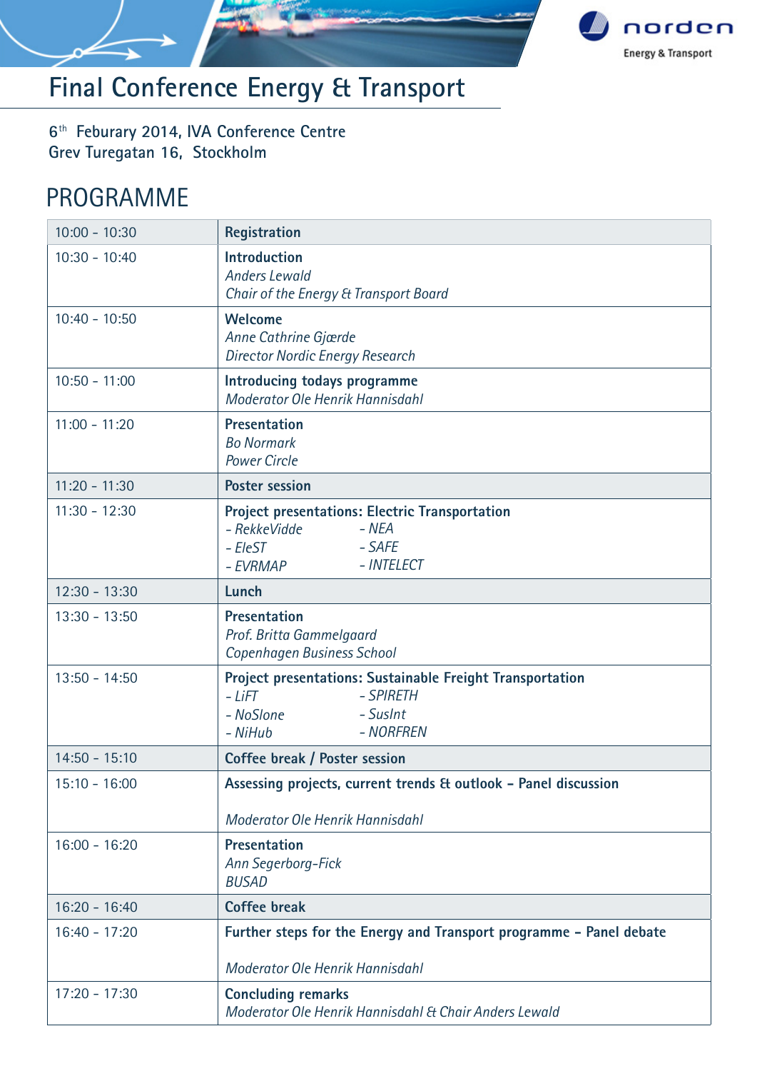# Final Conference Energy & Transport

6th Feburary 2014, IVA Conference Centre
Grev Turegatan 16, Stockholm

## PROGRAMME

| | |
|---|---|
| 10:00 - 10:30 | **Registration** |
| 10:30 - 10:40 | **Introduction**<br>*Anders Lewald*<br>*Chair of the Energy & Transport Board* |
| 10:40 - 10:50 | **Welcome**<br>*Anne Cathrine Gjærde*<br>*Director Nordic Energy Research* |
| 10:50 - 11:00 | **Introducing todays programme**<br>*Moderator Ole Henrik Hannisdahl* |
| 11:00 - 11:20 | **Presentation**<br>*Bo Normark*<br>*Power Circle* |
| 11:20 - 11:30 | **Poster session** |
| 11:30 - 12:30 | **Project presentations: Electric Transportation**<br>*- RekkeVidde* *- NEA*<br>*- EleST* *- SAFE*<br>*- EVRMAP* *- INTELECT* |
| 12:30 - 13:30 | **Lunch** |
| 13:30 - 13:50 | **Presentation**<br>*Prof. Britta Gammelgaard*<br>*Copenhagen Business School* |
| 13:50 - 14:50 | **Project presentations: Sustainable Freight Transportation**<br>*- LiFT* *- SPIRETH*<br>*- NoSlone* *- SusInt*<br>*- NiHub* *- NORFREN* |
| 14:50 - 15:10 | **Coffee break / Poster session** |
| 15:10 - 16:00 | **Assessing projects, current trends & outlook – Panel discussion**<br><br>*Moderator Ole Henrik Hannisdahl* |
| 16:00 - 16:20 | **Presentation**<br>*Ann Segerborg-Fick*<br>*BUSAD* |
| 16:20 - 16:40 | **Coffee break** |
| 16:40 - 17:20 | **Further steps for the Energy and Transport programme – Panel debate**<br><br>*Moderator Ole Henrik Hannisdahl* |
| 17:20 - 17:30 | **Concluding remarks**<br>*Moderator Ole Henrik Hannisdahl & Chair Anders Lewald* |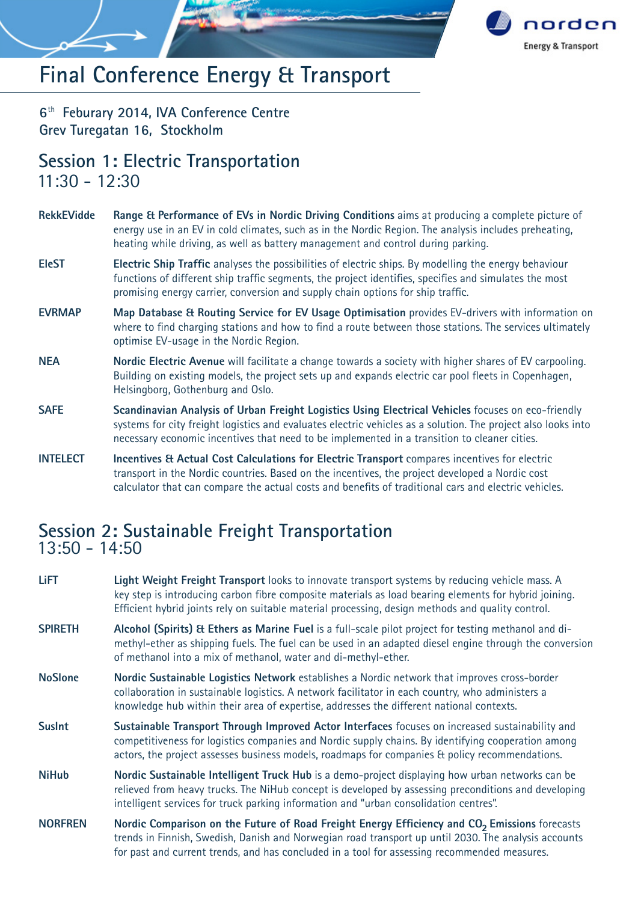# Final Conference Energy & Transport

6th Feburary 2014, IVA Conference Centre
Grev Turegatan 16, Stockholm

## Session 1: Electric Transportation
11:30 - 12:30

**RekkEVidde** — **Range & Performance of EVs in Nordic Driving Conditions** aims at producing a complete picture of energy use in an EV in cold climates, such as in the Nordic Region. The analysis includes preheating, heating while driving, as well as battery management and control during parking.

**EleST** — **Electric Ship Traffic** analyses the possibilities of electric ships. By modelling the energy behaviour functions of different ship traffic segments, the project identifies, specifies and simulates the most promising energy carrier, conversion and supply chain options for ship traffic.

**EVRMAP** — **Map Database & Routing Service for EV Usage Optimisation** provides EV-drivers with information on where to find charging stations and how to find a route between those stations. The services ultimately optimise EV-usage in the Nordic Region.

**NEA** — **Nordic Electric Avenue** will facilitate a change towards a society with higher shares of EV carpooling. Building on existing models, the project sets up and expands electric car pool fleets in Copenhagen, Helsingborg, Gothenburg and Oslo.

**SAFE** — **Scandinavian Analysis of Urban Freight Logistics Using Electrical Vehicles** focuses on eco-friendly systems for city freight logistics and evaluates electric vehicles as a solution. The project also looks into necessary economic incentives that need to be implemented in a transition to cleaner cities.

**INTELECT** — **Incentives & Actual Cost Calculations for Electric Transport** compares incentives for electric transport in the Nordic countries. Based on the incentives, the project developed a Nordic cost calculator that can compare the actual costs and benefits of traditional cars and electric vehicles.

## Session 2: Sustainable Freight Transportation
13:50 - 14:50

**LiFT** — **Light Weight Freight Transport** looks to innovate transport systems by reducing vehicle mass. A key step is introducing carbon fibre composite materials as load bearing elements for hybrid joining. Efficient hybrid joints rely on suitable material processing, design methods and quality control.

**SPIRETH** — **Alcohol (Spirits) & Ethers as Marine Fuel** is a full-scale pilot project for testing methanol and di-methyl-ether as shipping fuels. The fuel can be used in an adapted diesel engine through the conversion of methanol into a mix of methanol, water and di-methyl-ether.

**NoSlone** — **Nordic Sustainable Logistics Network** establishes a Nordic network that improves cross-border collaboration in sustainable logistics. A network facilitator in each country, who administers a knowledge hub within their area of expertise, addresses the different national contexts.

**SusInt** — **Sustainable Transport Through Improved Actor Interfaces** focuses on increased sustainability and competitiveness for logistics companies and Nordic supply chains. By identifying cooperation among actors, the project assesses business models, roadmaps for companies & policy recommendations.

**NiHub** — **Nordic Sustainable Intelligent Truck Hub** is a demo-project displaying how urban networks can be relieved from heavy trucks. The NiHub concept is developed by assessing preconditions and developing intelligent services for truck parking information and "urban consolidation centres".

**NORFREN** — **Nordic Comparison on the Future of Road Freight Energy Efficiency and $CO_2$ Emissions** forecasts trends in Finnish, Swedish, Danish and Norwegian road transport up until 2030. The analysis accounts for past and current trends, and has concluded in a tool for assessing recommended measures.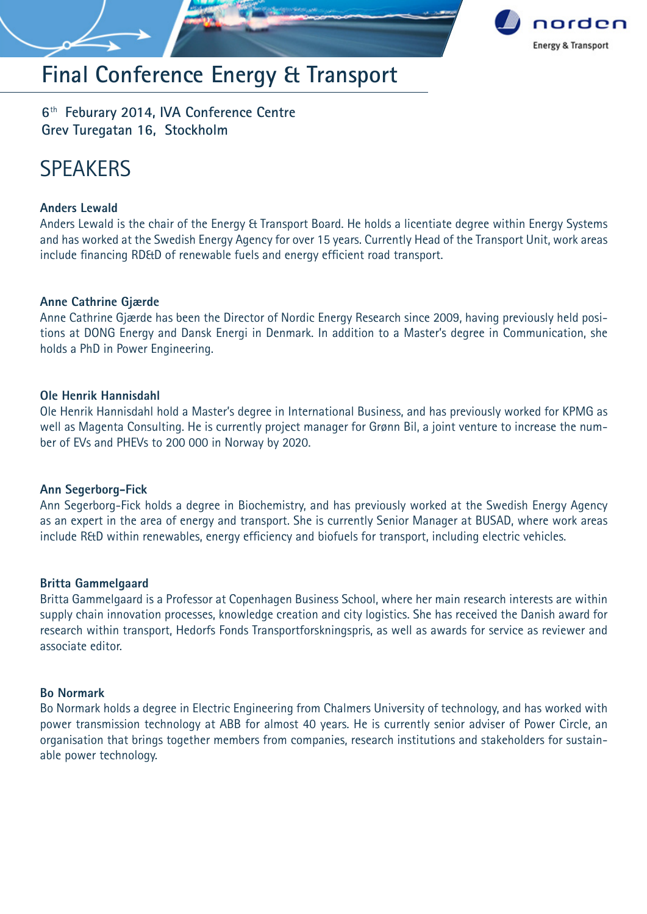# Final Conference Energy & Transport

6th Feburary 2014, IVA Conference Centre
Grev Turegatan 16, Stockholm

## SPEAKERS

**Anders Lewald**
Anders Lewald is the chair of the Energy & Transport Board. He holds a licentiate degree within Energy Systems and has worked at the Swedish Energy Agency for over 15 years. Currently Head of the Transport Unit, work areas include financing RD&D of renewable fuels and energy efficient road transport.

**Anne Cathrine Gjærde**
Anne Cathrine Gjærde has been the Director of Nordic Energy Research since 2009, having previously held positions at DONG Energy and Dansk Energi in Denmark. In addition to a Master's degree in Communication, she holds a PhD in Power Engineering.

**Ole Henrik Hannisdahl**
Ole Henrik Hannisdahl hold a Master's degree in International Business, and has previously worked for KPMG as well as Magenta Consulting. He is currently project manager for Grønn Bil, a joint venture to increase the number of EVs and PHEVs to 200 000 in Norway by 2020.

**Ann Segerborg-Fick**
Ann Segerborg-Fick holds a degree in Biochemistry, and has previously worked at the Swedish Energy Agency as an expert in the area of energy and transport. She is currently Senior Manager at BUSAD, where work areas include R&D within renewables, energy efficiency and biofuels for transport, including electric vehicles.

**Britta Gammelgaard**
Britta Gammelgaard is a Professor at Copenhagen Business School, where her main research interests are within supply chain innovation processes, knowledge creation and city logistics. She has received the Danish award for research within transport, Hedorfs Fonds Transportforskningspris, as well as awards for service as reviewer and associate editor.

**Bo Normark**
Bo Normark holds a degree in Electric Engineering from Chalmers University of technology, and has worked with power transmission technology at ABB for almost 40 years. He is currently senior adviser of Power Circle, an organisation that brings together members from companies, research institutions and stakeholders for sustainable power technology.